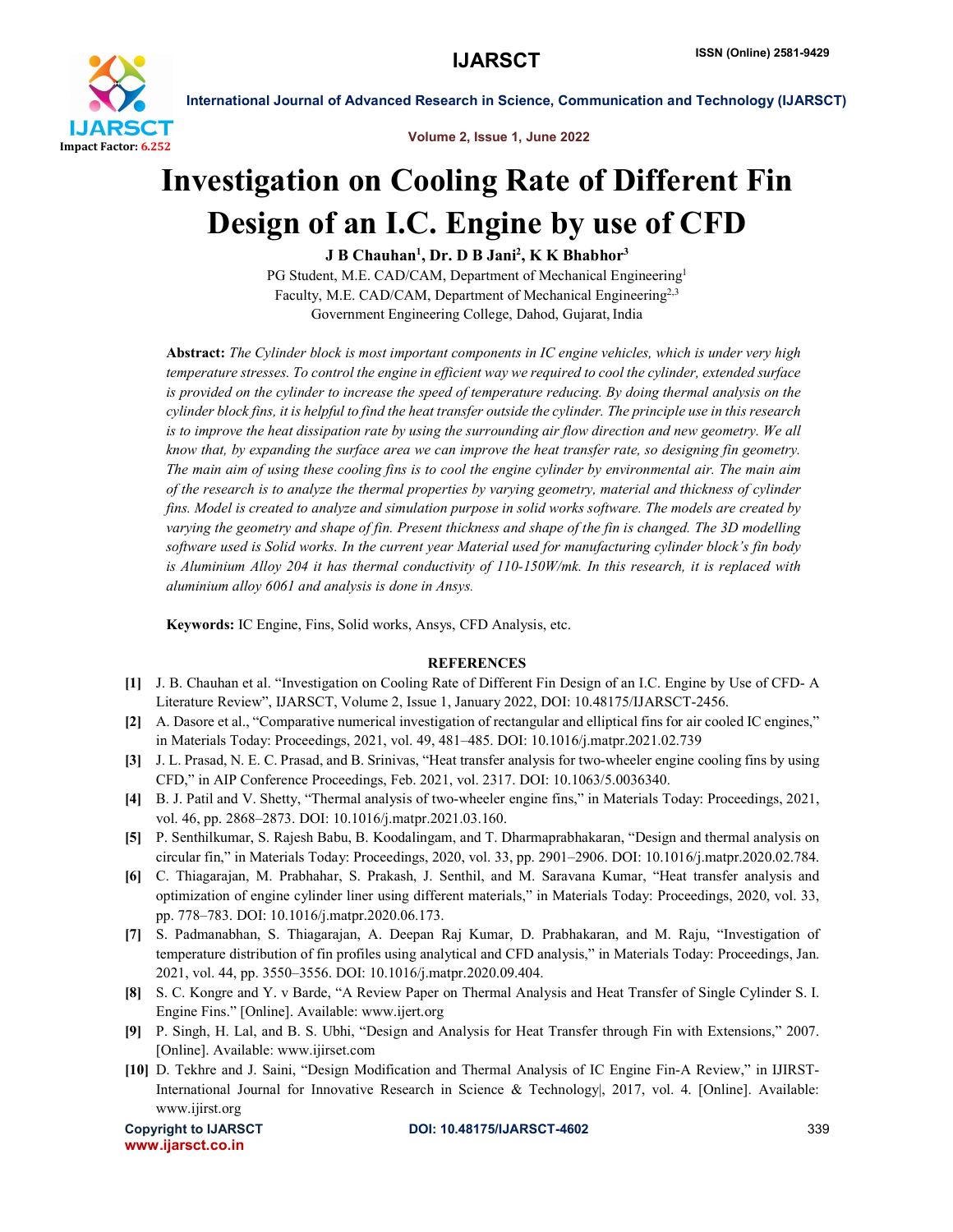# Investigation on Cooling Rate of Different Fin Design of an I.C. Engine by use of CFD

**J B Chauhan[1], Dr. D B Jani[2], K K Bhabhor[3]**

PG Student, M.E. CAD/CAM, Department of Mechanical Engineering[1]
Faculty, M.E. CAD/CAM, Department of Mechanical Engineering[2,3]
Government Engineering College, Dahod, Gujarat, India

**Abstract:** *The Cylinder block is most important components in IC engine vehicles, which is under very high temperature stresses. To control the engine in efficient way we required to cool the cylinder, extended surface is provided on the cylinder to increase the speed of temperature reducing. By doing thermal analysis on the cylinder block fins, it is helpful to find the heat transfer outside the cylinder. The principle use in this research is to improve the heat dissipation rate by using the surrounding air flow direction and new geometry. We all know that, by expanding the surface area we can improve the heat transfer rate, so designing fin geometry. The main aim of using these cooling fins is to cool the engine cylinder by environmental air. The main aim of the research is to analyze the thermal properties by varying geometry, material and thickness of cylinder fins. Model is created to analyze and simulation purpose in solid works software. The models are created by varying the geometry and shape of fin. Present thickness and shape of the fin is changed. The 3D modelling software used is Solid works. In the current year Material used for manufacturing cylinder block's fin body is Aluminium Alloy 204 it has thermal conductivity of 110-150W/mk. In this research, it is replaced with aluminium alloy 6061 and analysis is done in Ansys.*

**Keywords:** IC Engine, Fins, Solid works, Ansys, CFD Analysis, etc.

## REFERENCES

[1] J. B. Chauhan et al. "Investigation on Cooling Rate of Different Fin Design of an I.C. Engine by Use of CFD- A Literature Review", IJARSCT, Volume 2, Issue 1, January 2022, DOI: 10.48175/IJARSCT-2456.

[2] A. Dasore et al., "Comparative numerical investigation of rectangular and elliptical fins for air cooled IC engines," in Materials Today: Proceedings, 2021, vol. 49, 481–485. DOI: 10.1016/j.matpr.2021.02.739

[3] J. L. Prasad, N. E. C. Prasad, and B. Srinivas, "Heat transfer analysis for two-wheeler engine cooling fins by using CFD," in AIP Conference Proceedings, Feb. 2021, vol. 2317. DOI: 10.1063/5.0036340.

[4] B. J. Patil and V. Shetty, "Thermal analysis of two-wheeler engine fins," in Materials Today: Proceedings, 2021, vol. 46, pp. 2868–2873. DOI: 10.1016/j.matpr.2021.03.160.

[5] P. Senthilkumar, S. Rajesh Babu, B. Koodalingam, and T. Dharmaprabhakaran, "Design and thermal analysis on circular fin," in Materials Today: Proceedings, 2020, vol. 33, pp. 2901–2906. DOI: 10.1016/j.matpr.2020.02.784.

[6] C. Thiagarajan, M. Prabhahar, S. Prakash, J. Senthil, and M. Saravana Kumar, "Heat transfer analysis and optimization of engine cylinder liner using different materials," in Materials Today: Proceedings, 2020, vol. 33, pp. 778–783. DOI: 10.1016/j.matpr.2020.06.173.

[7] S. Padmanabhan, S. Thiagarajan, A. Deepan Raj Kumar, D. Prabhakaran, and M. Raju, "Investigation of temperature distribution of fin profiles using analytical and CFD analysis," in Materials Today: Proceedings, Jan. 2021, vol. 44, pp. 3550–3556. DOI: 10.1016/j.matpr.2020.09.404.

[8] S. C. Kongre and Y. v Barde, "A Review Paper on Thermal Analysis and Heat Transfer of Single Cylinder S. I. Engine Fins." [Online]. Available: www.ijert.org

[9] P. Singh, H. Lal, and B. S. Ubhi, "Design and Analysis for Heat Transfer through Fin with Extensions," 2007. [Online]. Available: www.ijirset.com

[10] D. Tekhre and J. Saini, "Design Modification and Thermal Analysis of IC Engine Fin-A Review," in IJIRST-International Journal for Innovative Research in Science & Technology|, 2017, vol. 4. [Online]. Available: www.ijirst.org